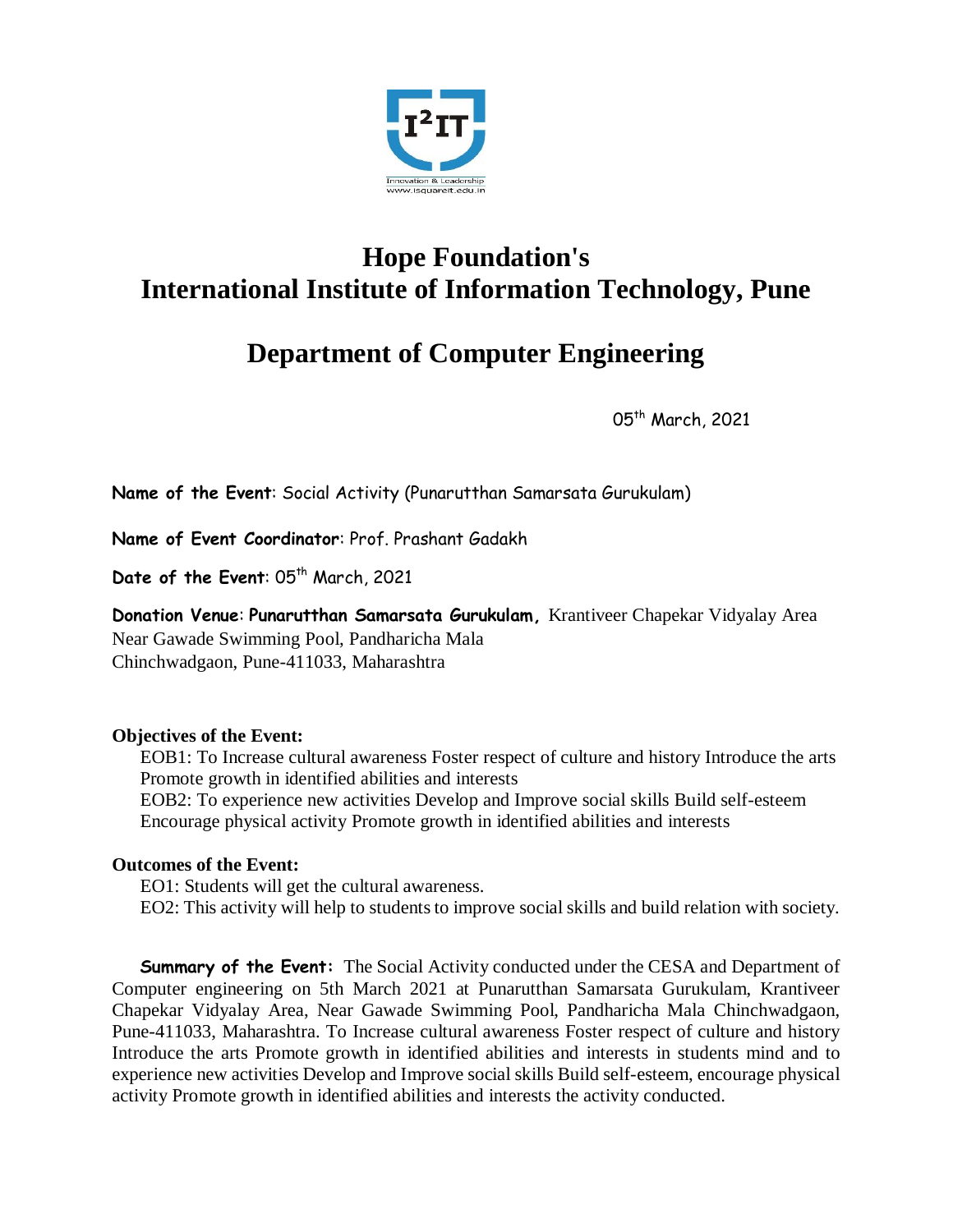# Hope Foundation's
# International Institute of Information Technology, Pune

## Department of Computer Engineering

05th March, 2021

**Name of the Event**: Social Activity (Punarutthan Samarsata Gurukulam)

**Name of Event Coordinator**: Prof. Prashant Gadakh

**Date of the Event**: 05th March, 2021

**Donation Venue**: **Punarutthan Samarsata Gurukulam,** Krantiveer Chapekar Vidyalay Area Near Gawade Swimming Pool, Pandharicha Mala Chinchwadgaon, Pune-411033, Maharashtra

**Objectives of the Event:**

EOB1: To Increase cultural awareness Foster respect of culture and history Introduce the arts Promote growth in identified abilities and interests

EOB2: To experience new activities Develop and Improve social skills Build self-esteem Encourage physical activity Promote growth in identified abilities and interests

**Outcomes of the Event:**

EO1: Students will get the cultural awareness.

EO2: This activity will help to students to improve social skills and build relation with society.

**Summary of the Event:** The Social Activity conducted under the CESA and Department of Computer engineering on 5th March 2021 at Punarutthan Samarsata Gurukulam, Krantiveer Chapekar Vidyalay Area, Near Gawade Swimming Pool, Pandharicha Mala Chinchwadgaon, Pune-411033, Maharashtra. To Increase cultural awareness Foster respect of culture and history Introduce the arts Promote growth in identified abilities and interests in students mind and to experience new activities Develop and Improve social skills Build self-esteem, encourage physical activity Promote growth in identified abilities and interests the activity conducted.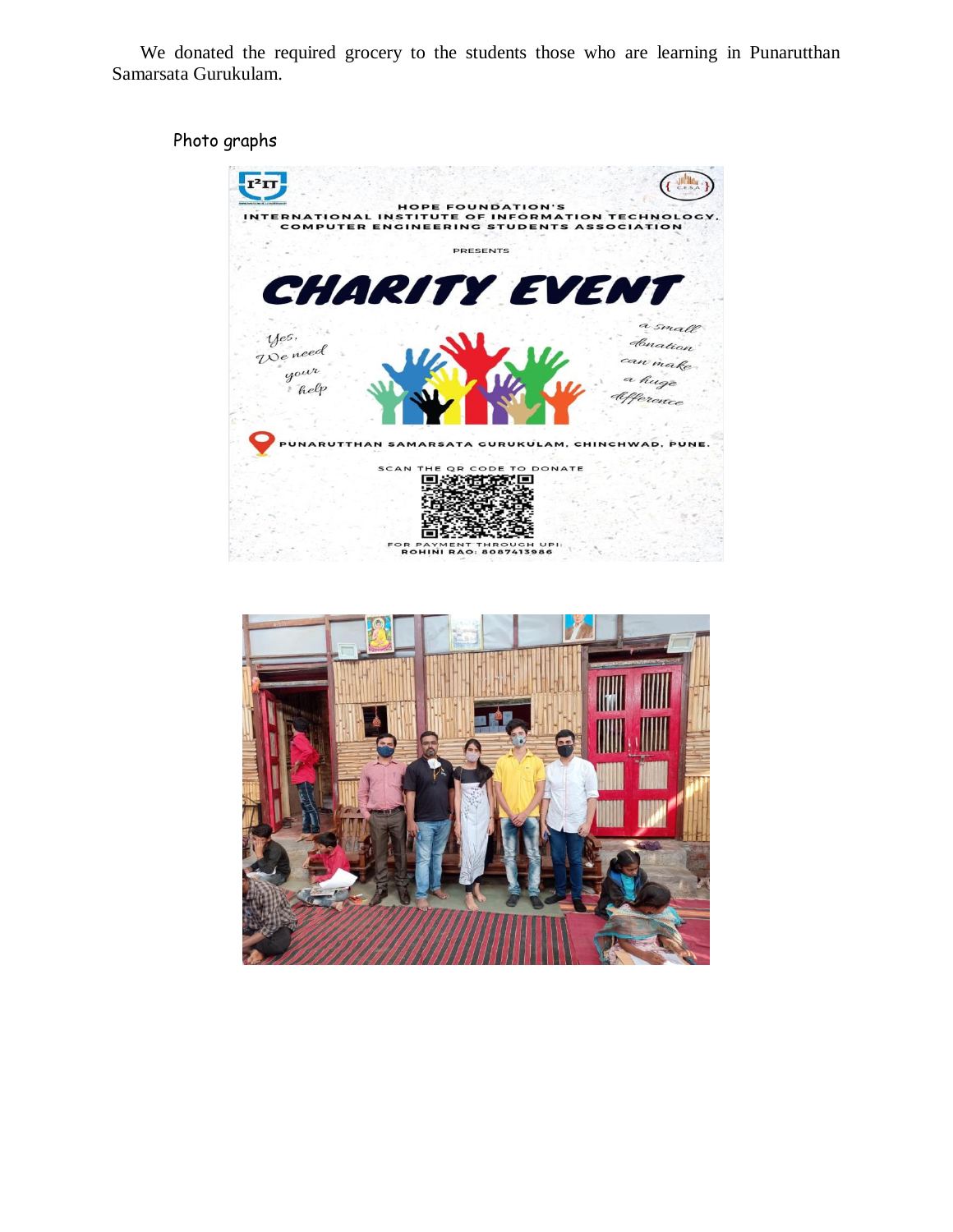We donated the required grocery to the students those who are learning in Punarutthan Samarsata Gurukulam.

Photo graphs